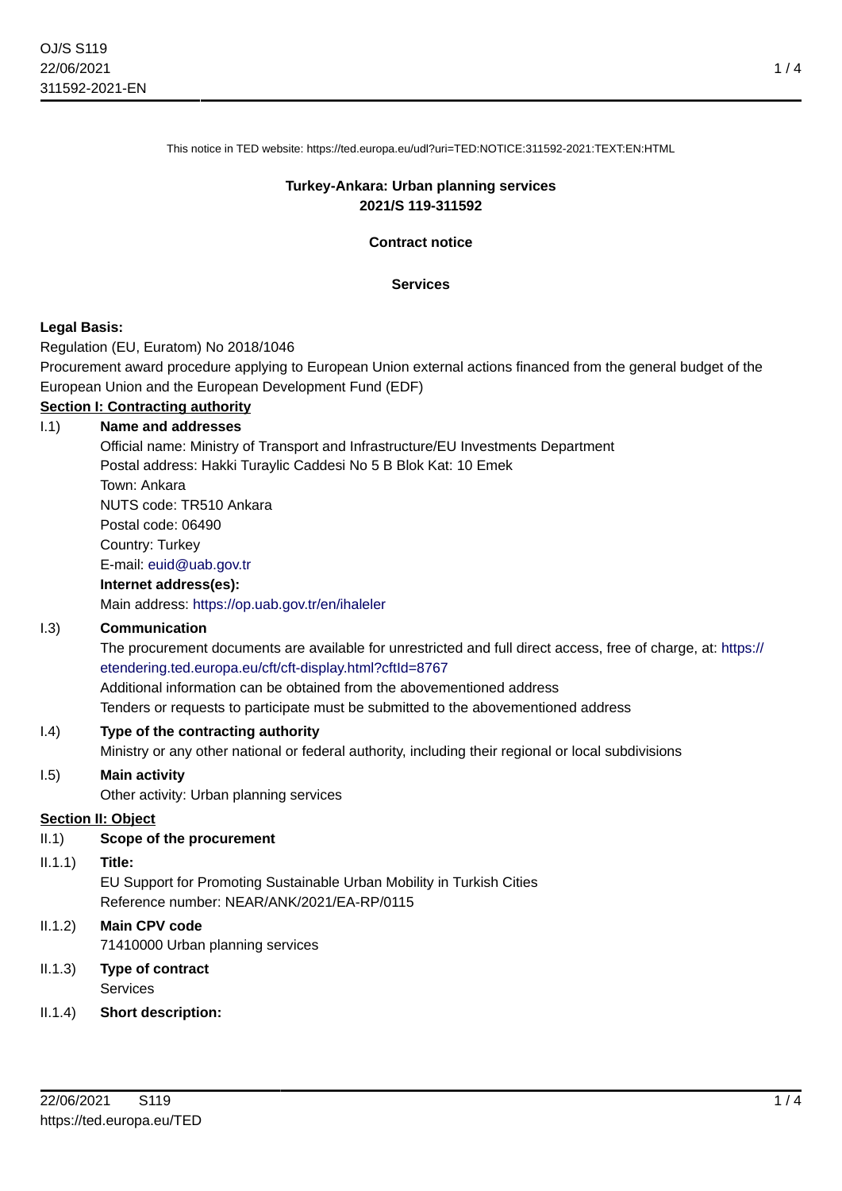This notice in TED website: https://ted.europa.eu/udl?uri=TED:NOTICE:311592-2021:TEXT:EN:HTML

# Turkey-Ankara: Urban planning services
## 2021/S 119-311592

### Contract notice

### Services

**Legal Basis:**

Regulation (EU, Euratom) No 2018/1046

Procurement award procedure applying to European Union external actions financed from the general budget of the European Union and the European Development Fund (EDF)

**Section I: Contracting authority**

I.1) **Name and addresses**

Official name: Ministry of Transport and Infrastructure/EU Investments Department
Postal address: Hakki Turaylic Caddesi No 5 B Blok Kat: 10 Emek
Town: Ankara
NUTS code: TR510 Ankara
Postal code: 06490
Country: Turkey
E-mail: euid@uab.gov.tr

**Internet address(es):**

Main address: https://op.uab.gov.tr/en/ihaleler

I.3) **Communication**

The procurement documents are available for unrestricted and full direct access, free of charge, at: https://etendering.ted.europa.eu/cft/cft-display.html?cftId=8767
Additional information can be obtained from the abovementioned address
Tenders or requests to participate must be submitted to the abovementioned address

I.4) **Type of the contracting authority**

Ministry or any other national or federal authority, including their regional or local subdivisions

I.5) **Main activity**

Other activity: Urban planning services

**Section II: Object**

II.1) **Scope of the procurement**

II.1.1) **Title:**

EU Support for Promoting Sustainable Urban Mobility in Turkish Cities
Reference number: NEAR/ANK/2021/EA-RP/0115

II.1.2) **Main CPV code**

71410000 Urban planning services

II.1.3) **Type of contract**

Services

II.1.4) **Short description:**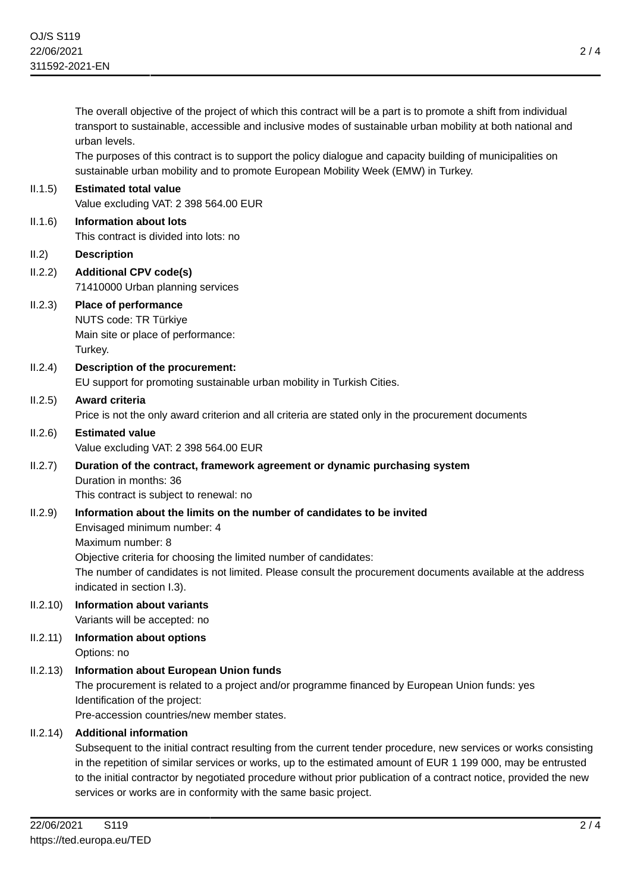The overall objective of the project of which this contract will be a part is to promote a shift from individual transport to sustainable, accessible and inclusive modes of sustainable urban mobility at both national and urban levels.
The purposes of this contract is to support the policy dialogue and capacity building of municipalities on sustainable urban mobility and to promote European Mobility Week (EMW) in Turkey.

II.1.5) **Estimated total value**
Value excluding VAT: 2 398 564.00 EUR

II.1.6) **Information about lots**
This contract is divided into lots: no

II.2) **Description**

II.2.2) **Additional CPV code(s)**
71410000 Urban planning services

II.2.3) **Place of performance**
NUTS code: TR Türkiye
Main site or place of performance:
Turkey.

II.2.4) **Description of the procurement:**
EU support for promoting sustainable urban mobility in Turkish Cities.

II.2.5) **Award criteria**
Price is not the only award criterion and all criteria are stated only in the procurement documents

II.2.6) **Estimated value**
Value excluding VAT: 2 398 564.00 EUR

II.2.7) **Duration of the contract, framework agreement or dynamic purchasing system**
Duration in months: 36
This contract is subject to renewal: no

II.2.9) **Information about the limits on the number of candidates to be invited**
Envisaged minimum number: 4
Maximum number: 8
Objective criteria for choosing the limited number of candidates:
The number of candidates is not limited. Please consult the procurement documents available at the address indicated in section I.3).

II.2.10) **Information about variants**
Variants will be accepted: no

II.2.11) **Information about options**
Options: no

II.2.13) **Information about European Union funds**
The procurement is related to a project and/or programme financed by European Union funds: yes
Identification of the project:
Pre-accession countries/new member states.

II.2.14) **Additional information**
Subsequent to the initial contract resulting from the current tender procedure, new services or works consisting in the repetition of similar services or works, up to the estimated amount of EUR 1 199 000, may be entrusted to the initial contractor by negotiated procedure without prior publication of a contract notice, provided the new services or works are in conformity with the same basic project.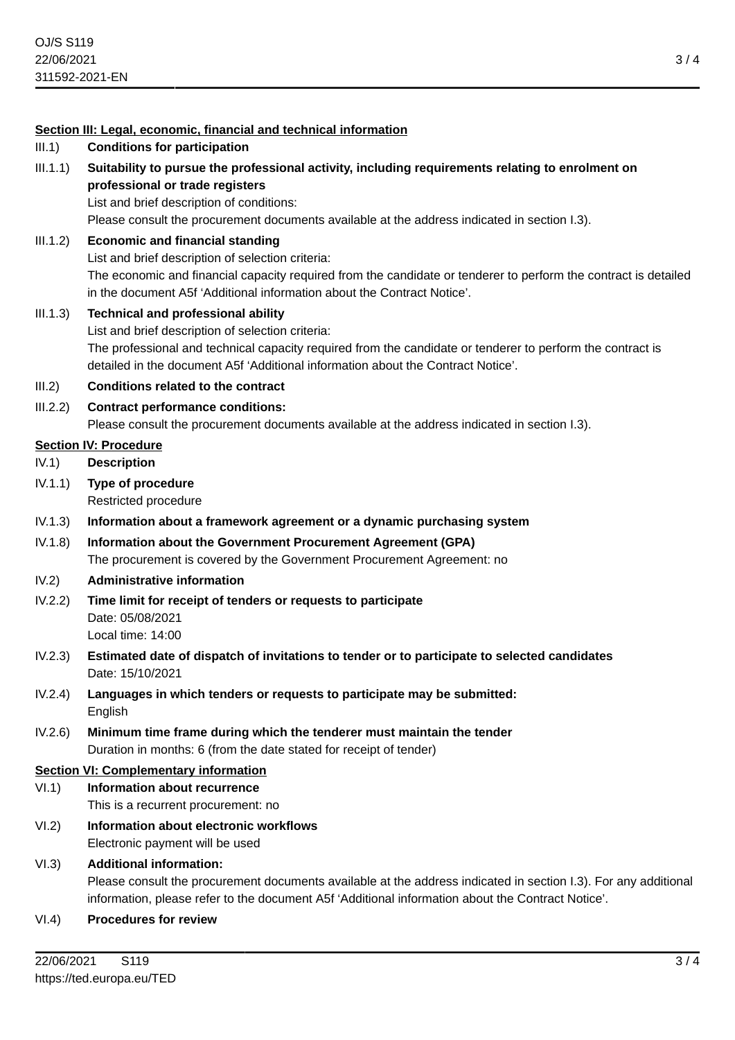## Section III: Legal, economic, financial and technical information

III.1) **Conditions for participation**

III.1.1) **Suitability to pursue the professional activity, including requirements relating to enrolment on professional or trade registers**

List and brief description of conditions:

Please consult the procurement documents available at the address indicated in section I.3).

III.1.2) **Economic and financial standing**

List and brief description of selection criteria:

The economic and financial capacity required from the candidate or tenderer to perform the contract is detailed in the document A5f 'Additional information about the Contract Notice'.

III.1.3) **Technical and professional ability**

List and brief description of selection criteria:

The professional and technical capacity required from the candidate or tenderer to perform the contract is detailed in the document A5f 'Additional information about the Contract Notice'.

III.2) **Conditions related to the contract**

III.2.2) **Contract performance conditions:**

Please consult the procurement documents available at the address indicated in section I.3).

## Section IV: Procedure

IV.1) **Description**

IV.1.1) **Type of procedure**

Restricted procedure

IV.1.3) **Information about a framework agreement or a dynamic purchasing system**

IV.1.8) **Information about the Government Procurement Agreement (GPA)**

The procurement is covered by the Government Procurement Agreement: no

IV.2) **Administrative information**

IV.2.2) **Time limit for receipt of tenders or requests to participate**

Date: 05/08/2021

Local time: 14:00

IV.2.3) **Estimated date of dispatch of invitations to tender or to participate to selected candidates**

Date: 15/10/2021

IV.2.4) **Languages in which tenders or requests to participate may be submitted:**

English

IV.2.6) **Minimum time frame during which the tenderer must maintain the tender**

Duration in months: 6 (from the date stated for receipt of tender)

## Section VI: Complementary information

VI.1) **Information about recurrence**

This is a recurrent procurement: no

VI.2) **Information about electronic workflows**

Electronic payment will be used

VI.3) **Additional information:**

Please consult the procurement documents available at the address indicated in section I.3). For any additional information, please refer to the document A5f 'Additional information about the Contract Notice'.

VI.4) **Procedures for review**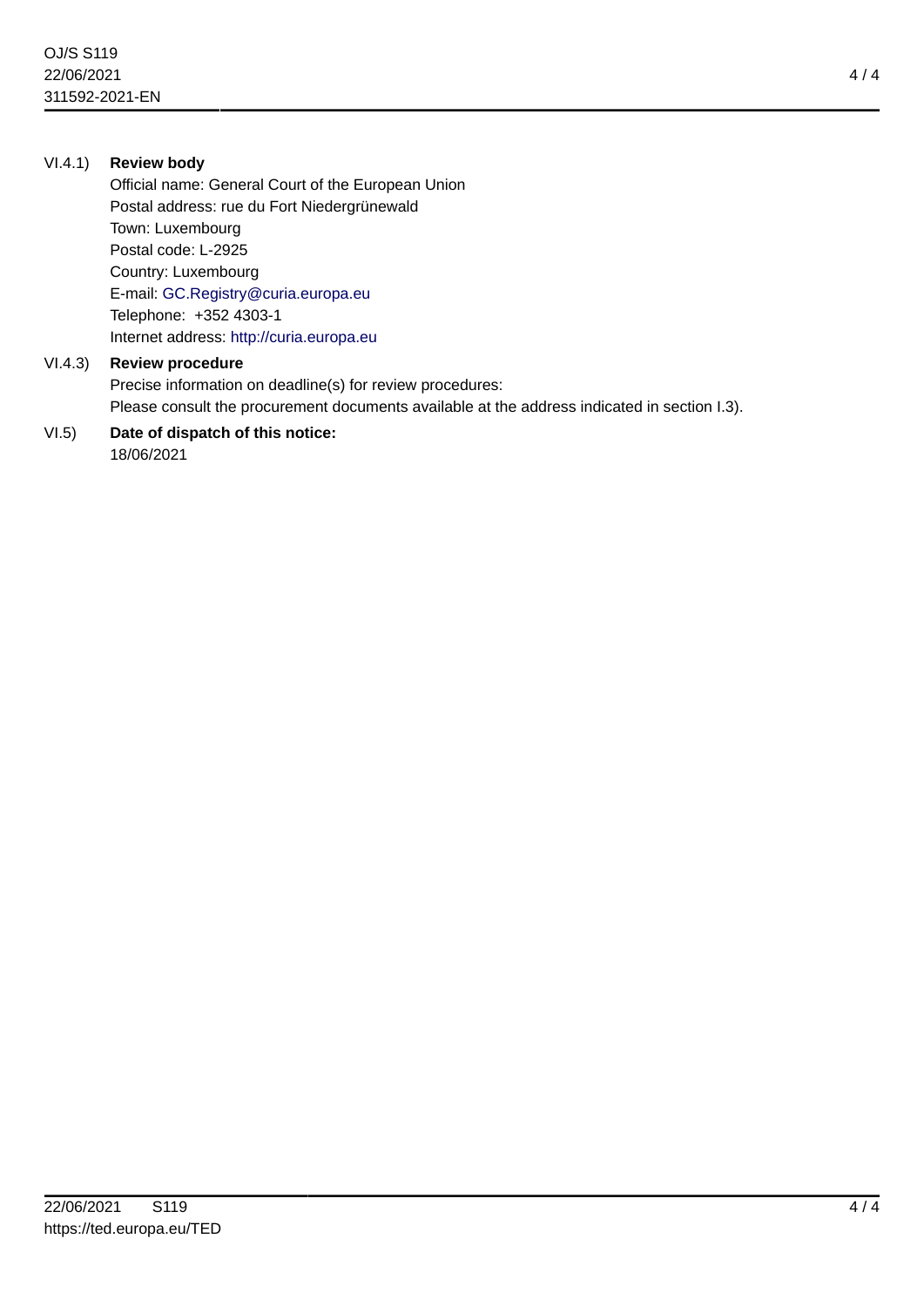VI.4.1) **Review body**

Official name: General Court of the European Union
Postal address: rue du Fort Niedergrünewald
Town: Luxembourg
Postal code: L-2925
Country: Luxembourg
E-mail: GC.Registry@curia.europa.eu
Telephone: +352 4303-1
Internet address: http://curia.europa.eu

VI.4.3) **Review procedure**

Precise information on deadline(s) for review procedures:
Please consult the procurement documents available at the address indicated in section I.3).

VI.5) **Date of dispatch of this notice:**

18/06/2021